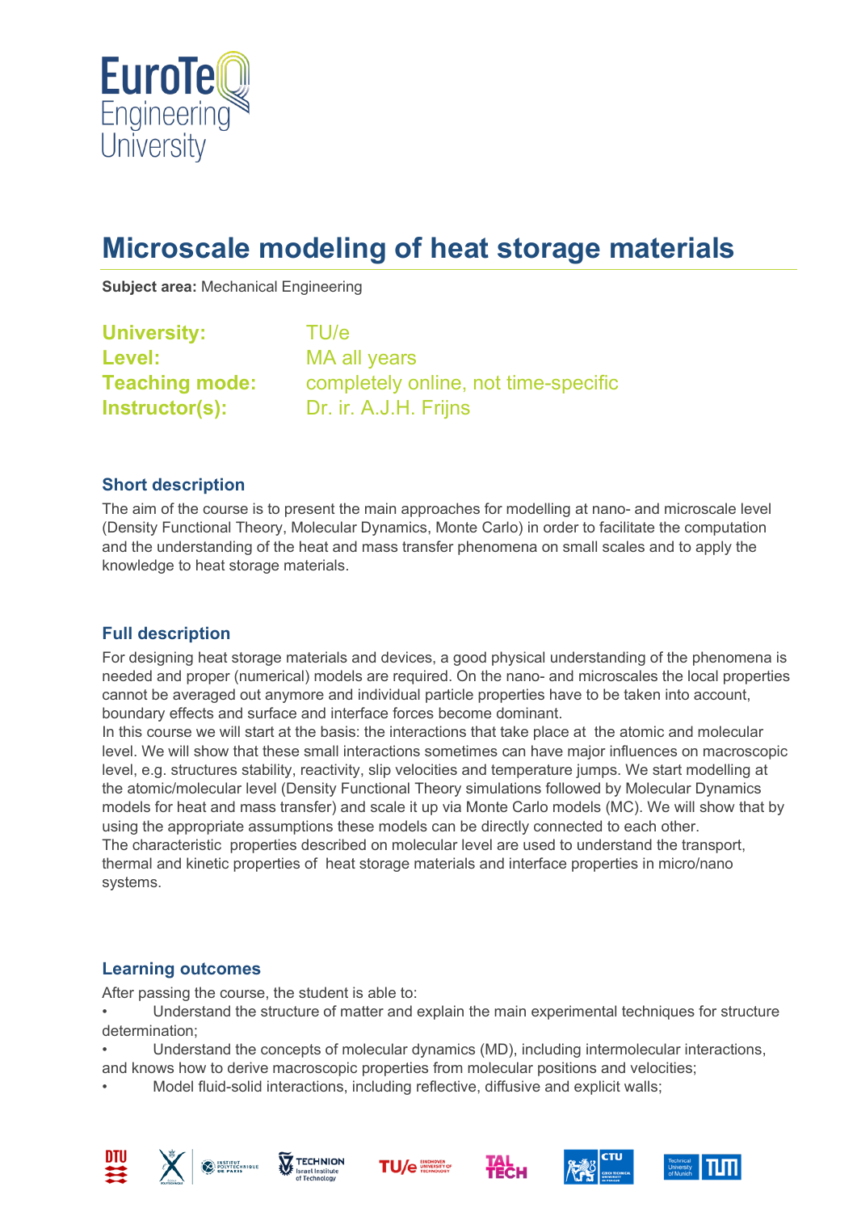# Microscale modeling of heat storage materials

**Subject area:** Mechanical Engineering

**University:** TU/e
**Level:** MA all years
**Teaching mode:** completely online, not time-specific
**Instructor(s):** Dr. ir. A.J.H. Frijns

## Short description

The aim of the course is to present the main approaches for modelling at nano- and microscale level (Density Functional Theory, Molecular Dynamics, Monte Carlo) in order to facilitate the computation and the understanding of the heat and mass transfer phenomena on small scales and to apply the knowledge to heat storage materials.

## Full description

For designing heat storage materials and devices, a good physical understanding of the phenomena is needed and proper (numerical) models are required. On the nano- and microscales the local properties cannot be averaged out anymore and individual particle properties have to be taken into account, boundary effects and surface and interface forces become dominant.
In this course we will start at the basis: the interactions that take place at the atomic and molecular level. We will show that these small interactions sometimes can have major influences on macroscopic level, e.g. structures stability, reactivity, slip velocities and temperature jumps. We start modelling at the atomic/molecular level (Density Functional Theory simulations followed by Molecular Dynamics models for heat and mass transfer) and scale it up via Monte Carlo models (MC). We will show that by using the appropriate assumptions these models can be directly connected to each other.
The characteristic properties described on molecular level are used to understand the transport, thermal and kinetic properties of heat storage materials and interface properties in micro/nano systems.

## Learning outcomes

After passing the course, the student is able to:

- Understand the structure of matter and explain the main experimental techniques for structure determination;
- Understand the concepts of molecular dynamics (MD), including intermolecular interactions, and knows how to derive macroscopic properties from molecular positions and velocities;
- Model fluid-solid interactions, including reflective, diffusive and explicit walls;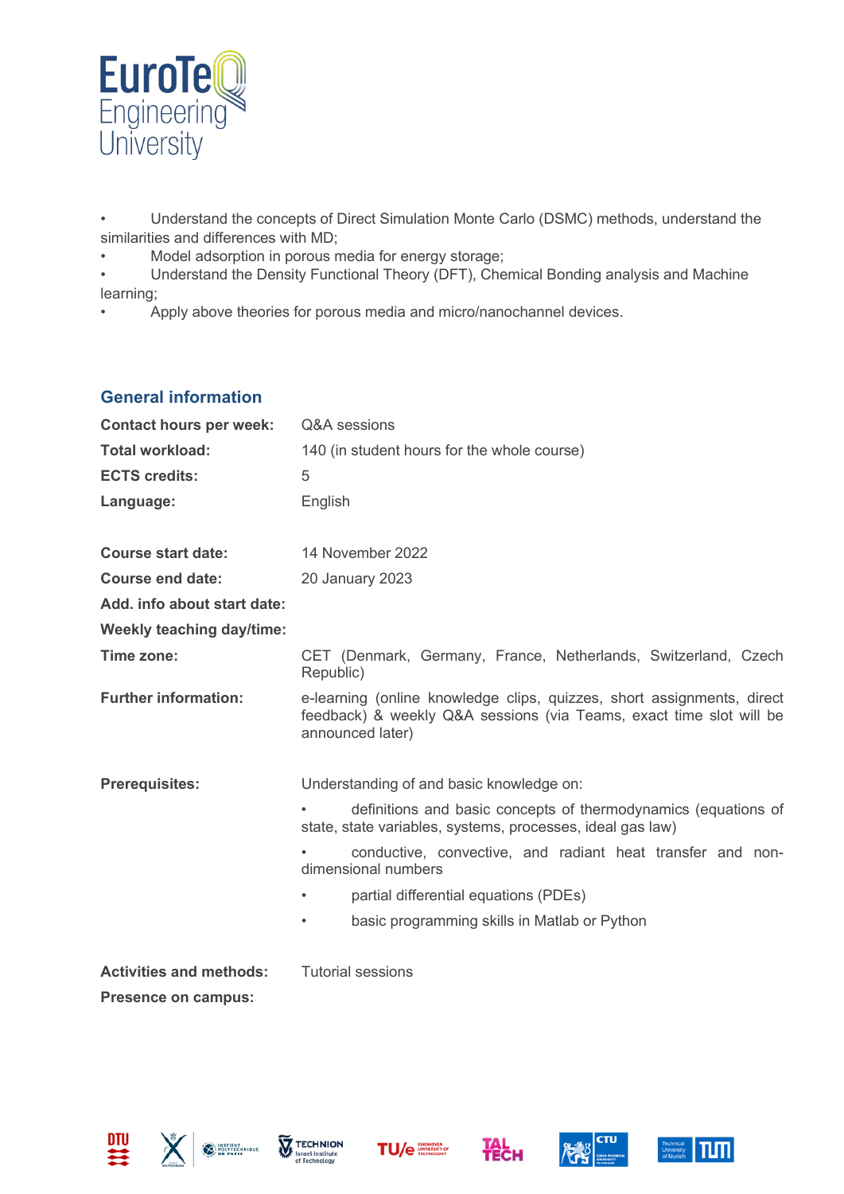- Understand the concepts of Direct Simulation Monte Carlo (DSMC) methods, understand the similarities and differences with MD;
- Model adsorption in porous media for energy storage;
- Understand the Density Functional Theory (DFT), Chemical Bonding analysis and Machine learning;
- Apply above theories for porous media and micro/nanochannel devices.

## General information

| | |
|---|---|
| **Contact hours per week:** | Q&A sessions |
| **Total workload:** | 140 (in student hours for the whole course) |
| **ECTS credits:** | 5 |
| **Language:** | English |
| | |
| **Course start date:** | 14 November 2022 |
| **Course end date:** | 20 January 2023 |
| **Add. info about start date:** | |
| **Weekly teaching day/time:** | |
| **Time zone:** | CET (Denmark, Germany, France, Netherlands, Switzerland, Czech Republic) |
| **Further information:** | e-learning (online knowledge clips, quizzes, short assignments, direct feedback) & weekly Q&A sessions (via Teams, exact time slot will be announced later) |
| | |
| **Prerequisites:** | Understanding of and basic knowledge on:<br>• definitions and basic concepts of thermodynamics (equations of state, state variables, systems, processes, ideal gas law)<br>• conductive, convective, and radiant heat transfer and non-dimensional numbers<br>• partial differential equations (PDEs)<br>• basic programming skills in Matlab or Python |
| | |
| **Activities and methods:** | Tutorial sessions |
| **Presence on campus:** | |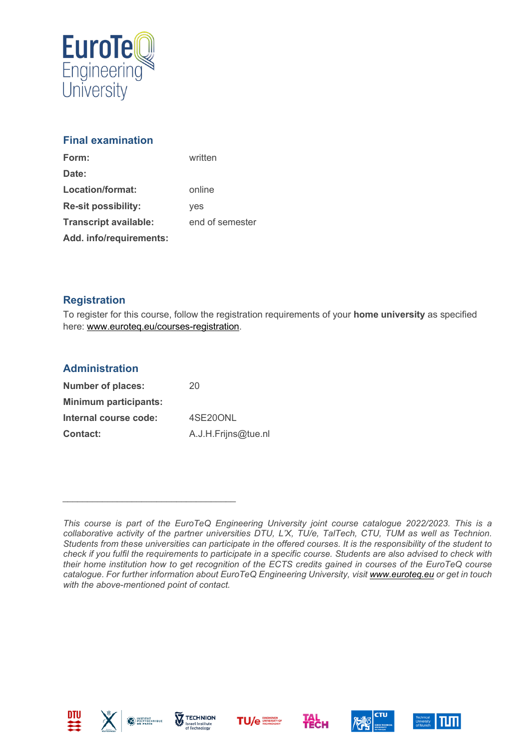## Final examination

| | |
|---|---|
| **Form:** | written |
| **Date:** | |
| **Location/format:** | online |
| **Re-sit possibility:** | yes |
| **Transcript available:** | end of semester |
| **Add. info/requirements:** | |

## Registration

To register for this course, follow the registration requirements of your **home university** as specified here: www.euroteq.eu/courses-registration.

## Administration

| | |
|---|---|
| **Number of places:** | 20 |
| **Minimum participants:** | |
| **Internal course code:** | 4SE20ONL |
| **Contact:** | A.J.H.Frijns@tue.nl |

---

*This course is part of the EuroTeQ Engineering University joint course catalogue 2022/2023. This is a collaborative activity of the partner universities DTU, L'X, TU/e, TalTech, CTU, TUM as well as Technion. Students from these universities can participate in the offered courses. It is the responsibility of the student to check if you fulfil the requirements to participate in a specific course. Students are also advised to check with their home institution how to get recognition of the ECTS credits gained in courses of the EuroTeQ course catalogue. For further information about EuroTeQ Engineering University, visit www.euroteq.eu or get in touch with the above-mentioned point of contact.*